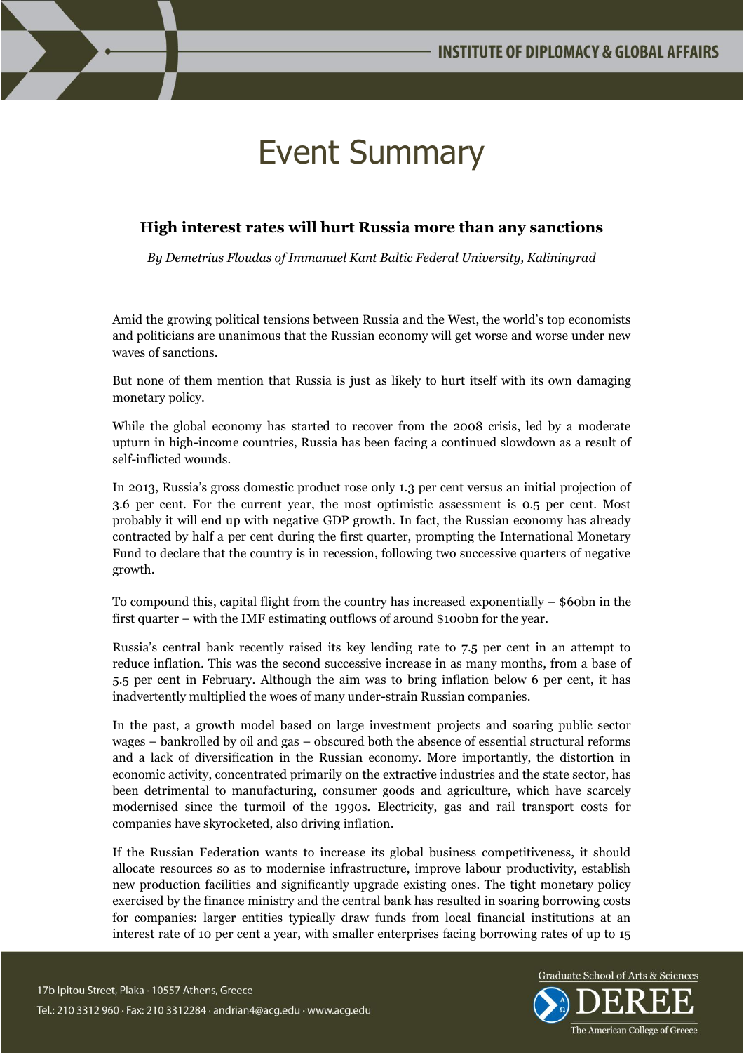# Event Summary

## High interest rates will hurt Russia more than any sanctions

*By Demetrius Floudas of Immanuel Kant Baltic Federal University, Kaliningrad*

Amid the growing political tensions between Russia and the West, the world's top economists and politicians are unanimous that the Russian economy will get worse and worse under new waves of sanctions.

But none of them mention that Russia is just as likely to hurt itself with its own damaging monetary policy.

While the global economy has started to recover from the 2008 crisis, led by a moderate upturn in high-income countries, Russia has been facing a continued slowdown as a result of self-inflicted wounds.

In 2013, Russia's gross domestic product rose only 1.3 per cent versus an initial projection of 3.6 per cent. For the current year, the most optimistic assessment is 0.5 per cent. Most probably it will end up with negative GDP growth. In fact, the Russian economy has already contracted by half a per cent during the first quarter, prompting the International Monetary Fund to declare that the country is in recession, following two successive quarters of negative growth.

To compound this, capital flight from the country has increased exponentially – $60bn in the first quarter – with the IMF estimating outflows of around $100bn for the year.

Russia's central bank recently raised its key lending rate to 7.5 per cent in an attempt to reduce inflation. This was the second successive increase in as many months, from a base of 5.5 per cent in February. Although the aim was to bring inflation below 6 per cent, it has inadvertently multiplied the woes of many under-strain Russian companies.

In the past, a growth model based on large investment projects and soaring public sector wages – bankrolled by oil and gas – obscured both the absence of essential structural reforms and a lack of diversification in the Russian economy. More importantly, the distortion in economic activity, concentrated primarily on the extractive industries and the state sector, has been detrimental to manufacturing, consumer goods and agriculture, which have scarcely modernised since the turmoil of the 1990s. Electricity, gas and rail transport costs for companies have skyrocketed, also driving inflation.

If the Russian Federation wants to increase its global business competitiveness, it should allocate resources so as to modernise infrastructure, improve labour productivity, establish new production facilities and significantly upgrade existing ones. The tight monetary policy exercised by the finance ministry and the central bank has resulted in soaring borrowing costs for companies: larger entities typically draw funds from local financial institutions at an interest rate of 10 per cent a year, with smaller enterprises facing borrowing rates of up to 15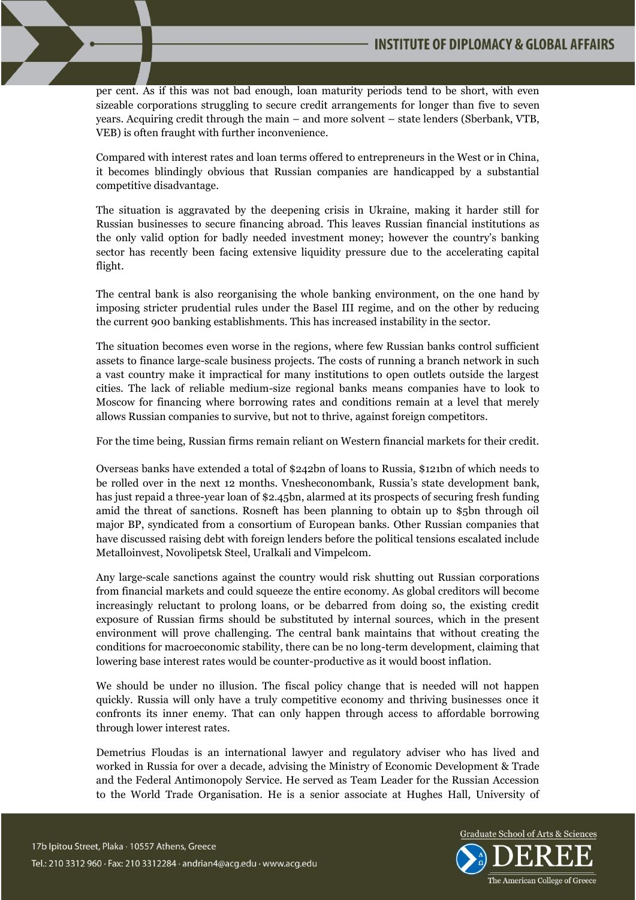per cent. As if this was not bad enough, loan maturity periods tend to be short, with even sizeable corporations struggling to secure credit arrangements for longer than five to seven years. Acquiring credit through the main – and more solvent – state lenders (Sberbank, VTB, VEB) is often fraught with further inconvenience.

Compared with interest rates and loan terms offered to entrepreneurs in the West or in China, it becomes blindingly obvious that Russian companies are handicapped by a substantial competitive disadvantage.

The situation is aggravated by the deepening crisis in Ukraine, making it harder still for Russian businesses to secure financing abroad. This leaves Russian financial institutions as the only valid option for badly needed investment money; however the country's banking sector has recently been facing extensive liquidity pressure due to the accelerating capital flight.

The central bank is also reorganising the whole banking environment, on the one hand by imposing stricter prudential rules under the Basel III regime, and on the other by reducing the current 900 banking establishments. This has increased instability in the sector.

The situation becomes even worse in the regions, where few Russian banks control sufficient assets to finance large-scale business projects. The costs of running a branch network in such a vast country make it impractical for many institutions to open outlets outside the largest cities. The lack of reliable medium-size regional banks means companies have to look to Moscow for financing where borrowing rates and conditions remain at a level that merely allows Russian companies to survive, but not to thrive, against foreign competitors.

For the time being, Russian firms remain reliant on Western financial markets for their credit.

Overseas banks have extended a total of $242bn of loans to Russia, $121bn of which needs to be rolled over in the next 12 months. Vnesheconombank, Russia's state development bank, has just repaid a three-year loan of $2.45bn, alarmed at its prospects of securing fresh funding amid the threat of sanctions. Rosneft has been planning to obtain up to $5bn through oil major BP, syndicated from a consortium of European banks. Other Russian companies that have discussed raising debt with foreign lenders before the political tensions escalated include Metalloinvest, Novolipetsk Steel, Uralkali and Vimpelcom.

Any large-scale sanctions against the country would risk shutting out Russian corporations from financial markets and could squeeze the entire economy. As global creditors will become increasingly reluctant to prolong loans, or be debarred from doing so, the existing credit exposure of Russian firms should be substituted by internal sources, which in the present environment will prove challenging. The central bank maintains that without creating the conditions for macroeconomic stability, there can be no long-term development, claiming that lowering base interest rates would be counter-productive as it would boost inflation.

We should be under no illusion. The fiscal policy change that is needed will not happen quickly. Russia will only have a truly competitive economy and thriving businesses once it confronts its inner enemy. That can only happen through access to affordable borrowing through lower interest rates.

Demetrius Floudas is an international lawyer and regulatory adviser who has lived and worked in Russia for over a decade, advising the Ministry of Economic Development & Trade and the Federal Antimonopoly Service. He served as Team Leader for the Russian Accession to the World Trade Organisation. He is a senior associate at Hughes Hall, University of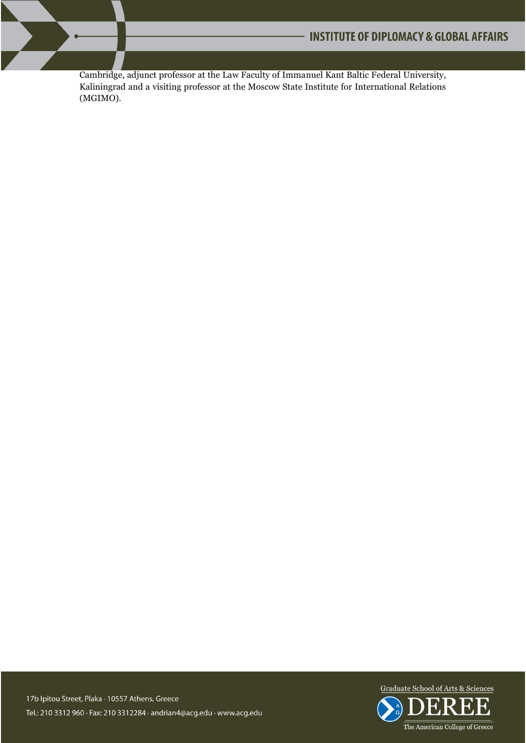Cambridge, adjunct professor at the Law Faculty of Immanuel Kant Baltic Federal University, Kaliningrad and a visiting professor at the Moscow State Institute for International Relations (MGIMO).